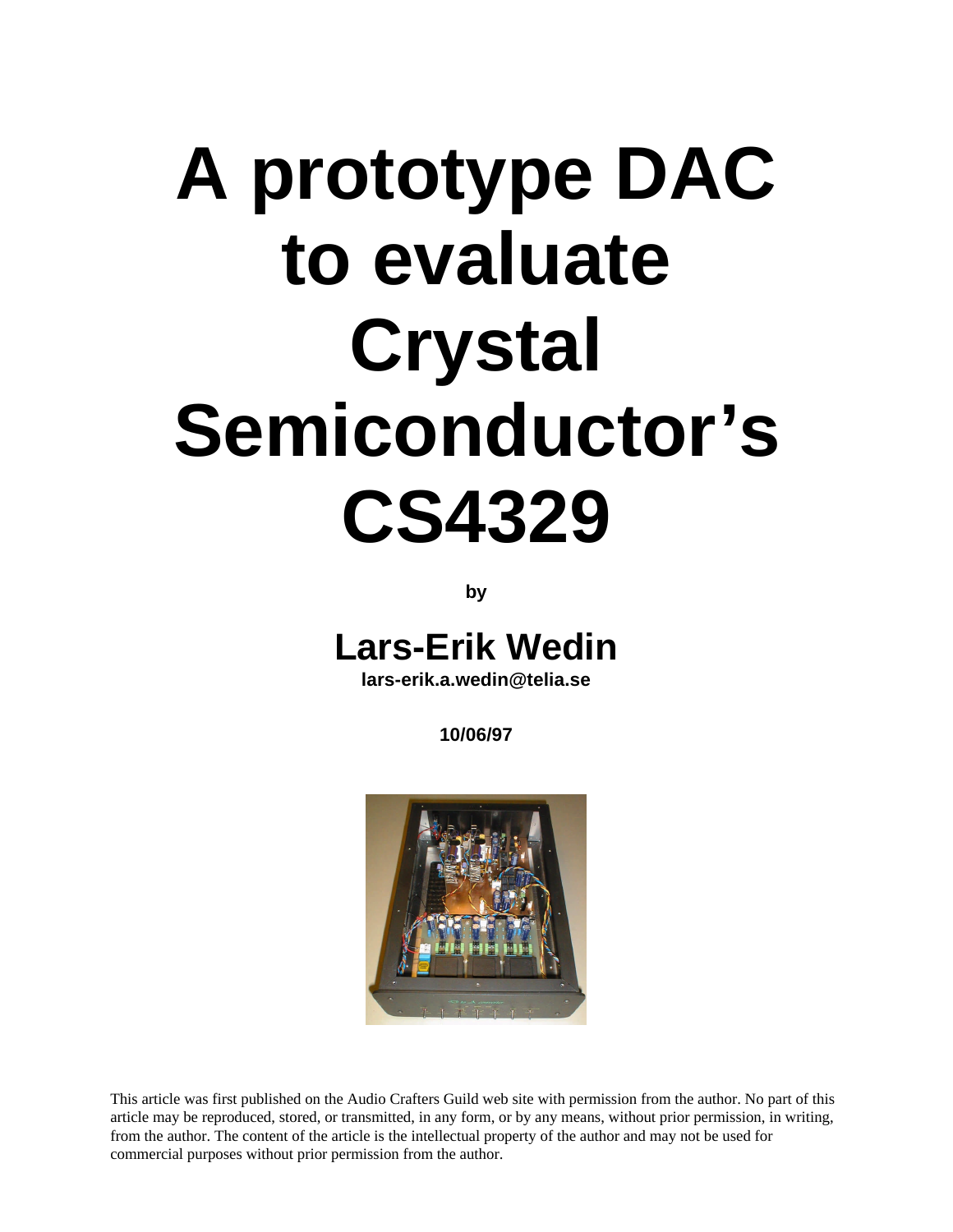# A prototype DAC to evaluate Crystal Semiconductor's CS4329

**by**

## Lars-Erik Wedin

**lars-erik.a.wedin@telia.se**

**10/06/97**

This article was first published on the Audio Crafters Guild web site with permission from the author. No part of this article may be reproduced, stored, or transmitted, in any form, or by any means, without prior permission, in writing, from the author. The content of the article is the intellectual property of the author and may not be used for commercial purposes without prior permission from the author.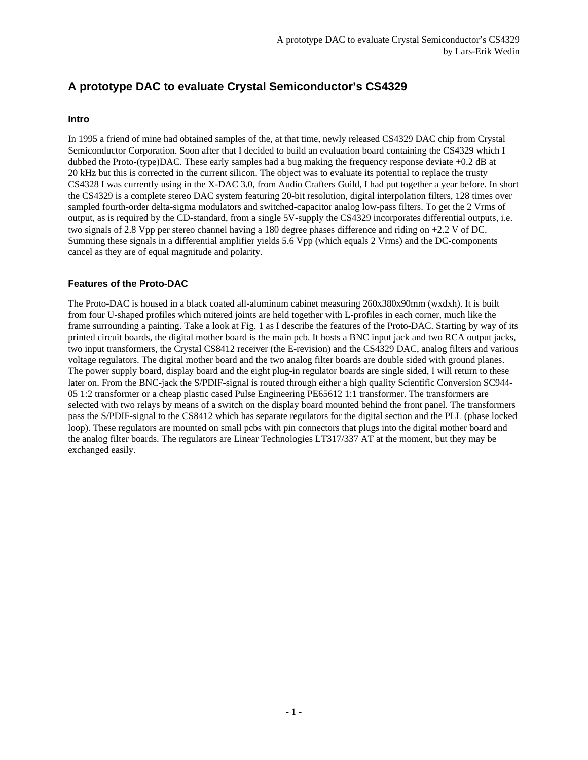# A prototype DAC to evaluate Crystal Semiconductor's CS4329

## Intro

In 1995 a friend of mine had obtained samples of the, at that time, newly released CS4329 DAC chip from Crystal Semiconductor Corporation. Soon after that I decided to build an evaluation board containing the CS4329 which I dubbed the Proto-(type)DAC. These early samples had a bug making the frequency response deviate +0.2 dB at 20 kHz but this is corrected in the current silicon. The object was to evaluate its potential to replace the trusty CS4328 I was currently using in the X-DAC 3.0, from Audio Crafters Guild, I had put together a year before. In short the CS4329 is a complete stereo DAC system featuring 20-bit resolution, digital interpolation filters, 128 times over sampled fourth-order delta-sigma modulators and switched-capacitor analog low-pass filters. To get the 2 Vrms of output, as is required by the CD-standard, from a single 5V-supply the CS4329 incorporates differential outputs, i.e. two signals of 2.8 Vpp per stereo channel having a 180 degree phases difference and riding on +2.2 V of DC. Summing these signals in a differential amplifier yields 5.6 Vpp (which equals 2 Vrms) and the DC-components cancel as they are of equal magnitude and polarity.

## Features of the Proto-DAC

The Proto-DAC is housed in a black coated all-aluminum cabinet measuring 260x380x90mm (wxdxh). It is built from four U-shaped profiles which mitered joints are held together with L-profiles in each corner, much like the frame surrounding a painting. Take a look at Fig. 1 as I describe the features of the Proto-DAC. Starting by way of its printed circuit boards, the digital mother board is the main pcb. It hosts a BNC input jack and two RCA output jacks, two input transformers, the Crystal CS8412 receiver (the E-revision) and the CS4329 DAC, analog filters and various voltage regulators. The digital mother board and the two analog filter boards are double sided with ground planes. The power supply board, display board and the eight plug-in regulator boards are single sided, I will return to these later on. From the BNC-jack the S/PDIF-signal is routed through either a high quality Scientific Conversion SC944-05 1:2 transformer or a cheap plastic cased Pulse Engineering PE65612 1:1 transformer. The transformers are selected with two relays by means of a switch on the display board mounted behind the front panel. The transformers pass the S/PDIF-signal to the CS8412 which has separate regulators for the digital section and the PLL (phase locked loop). These regulators are mounted on small pcbs with pin connectors that plugs into the digital mother board and the analog filter boards. The regulators are Linear Technologies LT317/337 AT at the moment, but they may be exchanged easily.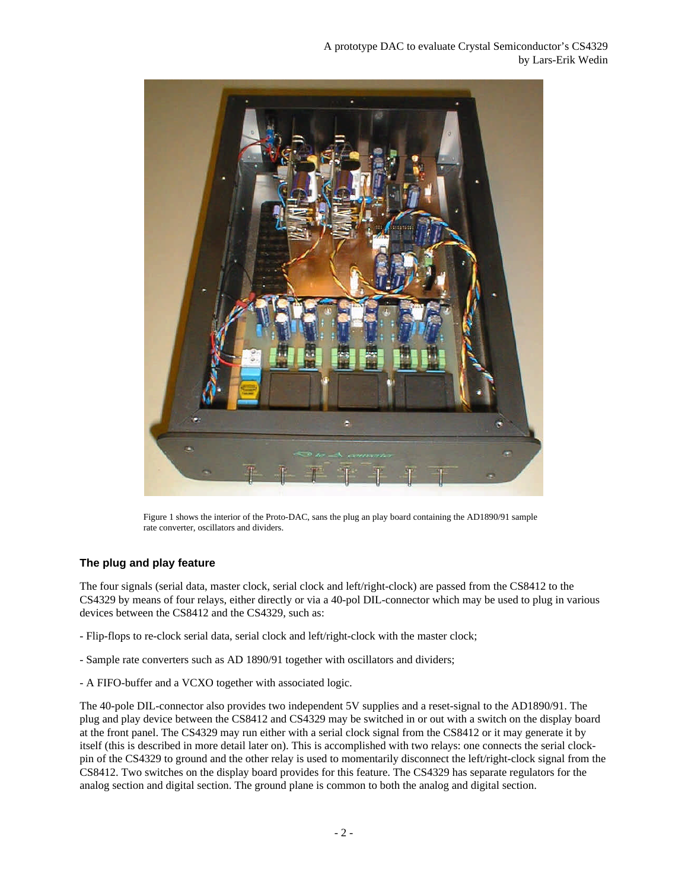Figure 1 shows the interior of the Proto-DAC, sans the plug an play board containing the AD1890/91 sample rate converter, oscillators and dividers.

### The plug and play feature

The four signals (serial data, master clock, serial clock and left/right-clock) are passed from the CS8412 to the CS4329 by means of four relays, either directly or via a 40-pol DIL-connector which may be used to plug in various devices between the CS8412 and the CS4329, such as:

- Flip-flops to re-clock serial data, serial clock and left/right-clock with the master clock;

- Sample rate converters such as AD 1890/91 together with oscillators and dividers;

- A FIFO-buffer and a VCXO together with associated logic.

The 40-pole DIL-connector also provides two independent 5V supplies and a reset-signal to the AD1890/91. The plug and play device between the CS8412 and CS4329 may be switched in or out with a switch on the display board at the front panel. The CS4329 may run either with a serial clock signal from the CS8412 or it may generate it by itself (this is described in more detail later on). This is accomplished with two relays: one connects the serial clock-pin of the CS4329 to ground and the other relay is used to momentarily disconnect the left/right-clock signal from the CS8412. Two switches on the display board provides for this feature. The CS4329 has separate regulators for the analog section and digital section. The ground plane is common to both the analog and digital section.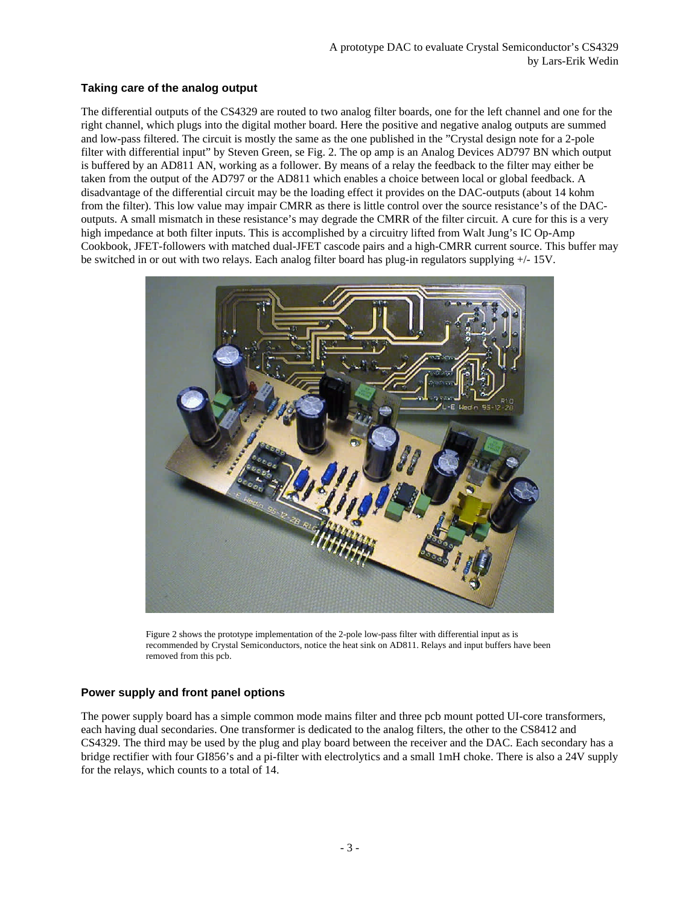### Taking care of the analog output

The differential outputs of the CS4329 are routed to two analog filter boards, one for the left channel and one for the right channel, which plugs into the digital mother board. Here the positive and negative analog outputs are summed and low-pass filtered. The circuit is mostly the same as the one published in the ”Crystal design note for a 2-pole filter with differential input” by Steven Green, se Fig. 2. The op amp is an Analog Devices AD797 BN which output is buffered by an AD811 AN, working as a follower. By means of a relay the feedback to the filter may either be taken from the output of the AD797 or the AD811 which enables a choice between local or global feedback. A disadvantage of the differential circuit may be the loading effect it provides on the DAC-outputs (about 14 kohm from the filter). This low value may impair CMRR as there is little control over the source resistance’s of the DAC-outputs. A small mismatch in these resistance’s may degrade the CMRR of the filter circuit. A cure for this is a very high impedance at both filter inputs. This is accomplished by a circuitry lifted from Walt Jung’s IC Op-Amp Cookbook, JFET-followers with matched dual-JFET cascode pairs and a high-CMRR current source. This buffer may be switched in or out with two relays. Each analog filter board has plug-in regulators supplying +/- 15V.

Figure 2 shows the prototype implementation of the 2-pole low-pass filter with differential input as is recommended by Crystal Semiconductors, notice the heat sink on AD811. Relays and input buffers have been removed from this pcb.

### Power supply and front panel options

The power supply board has a simple common mode mains filter and three pcb mount potted UI-core transformers, each having dual secondaries. One transformer is dedicated to the analog filters, the other to the CS8412 and CS4329. The third may be used by the plug and play board between the receiver and the DAC. Each secondary has a bridge rectifier with four GI856’s and a pi-filter with electrolytics and a small 1mH choke. There is also a 24V supply for the relays, which counts to a total of 14.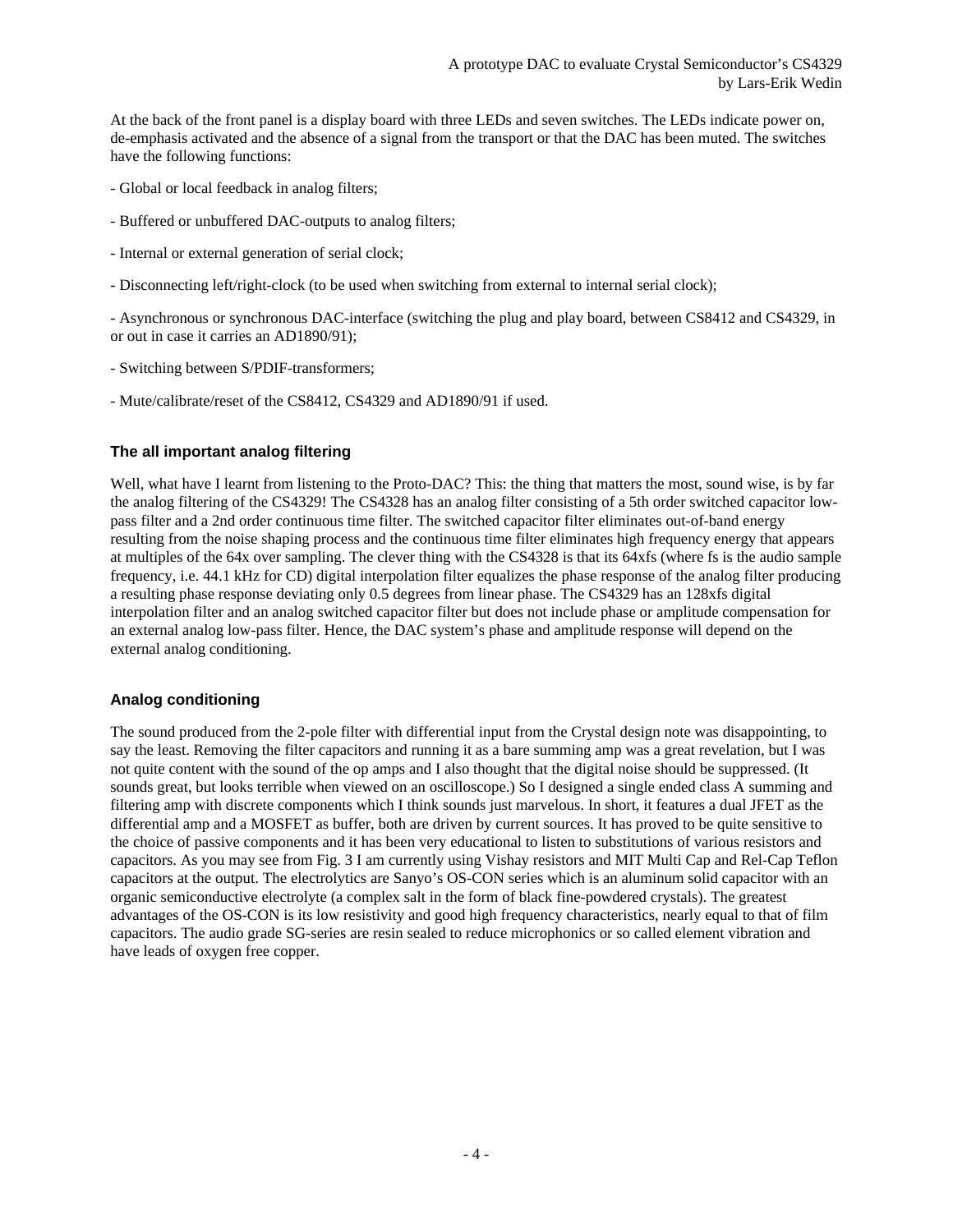At the back of the front panel is a display board with three LEDs and seven switches. The LEDs indicate power on, de-emphasis activated and the absence of a signal from the transport or that the DAC has been muted. The switches have the following functions:

- Global or local feedback in analog filters;

- Buffered or unbuffered DAC-outputs to analog filters;

- Internal or external generation of serial clock;

- Disconnecting left/right-clock (to be used when switching from external to internal serial clock);

- Asynchronous or synchronous DAC-interface (switching the plug and play board, between CS8412 and CS4329, in or out in case it carries an AD1890/91);

- Switching between S/PDIF-transformers;

- Mute/calibrate/reset of the CS8412, CS4329 and AD1890/91 if used.

### The all important analog filtering

Well, what have I learnt from listening to the Proto-DAC? This: the thing that matters the most, sound wise, is by far the analog filtering of the CS4329! The CS4328 has an analog filter consisting of a 5th order switched capacitor low-pass filter and a 2nd order continuous time filter. The switched capacitor filter eliminates out-of-band energy resulting from the noise shaping process and the continuous time filter eliminates high frequency energy that appears at multiples of the 64x over sampling. The clever thing with the CS4328 is that its 64xfs (where fs is the audio sample frequency, i.e. 44.1 kHz for CD) digital interpolation filter equalizes the phase response of the analog filter producing a resulting phase response deviating only 0.5 degrees from linear phase. The CS4329 has an 128xfs digital interpolation filter and an analog switched capacitor filter but does not include phase or amplitude compensation for an external analog low-pass filter. Hence, the DAC system's phase and amplitude response will depend on the external analog conditioning.

### Analog conditioning

The sound produced from the 2-pole filter with differential input from the Crystal design note was disappointing, to say the least. Removing the filter capacitors and running it as a bare summing amp was a great revelation, but I was not quite content with the sound of the op amps and I also thought that the digital noise should be suppressed. (It sounds great, but looks terrible when viewed on an oscilloscope.) So I designed a single ended class A summing and filtering amp with discrete components which I think sounds just marvelous. In short, it features a dual JFET as the differential amp and a MOSFET as buffer, both are driven by current sources. It has proved to be quite sensitive to the choice of passive components and it has been very educational to listen to substitutions of various resistors and capacitors. As you may see from Fig. 3 I am currently using Vishay resistors and MIT Multi Cap and Rel-Cap Teflon capacitors at the output. The electrolytics are Sanyo's OS-CON series which is an aluminum solid capacitor with an organic semiconductive electrolyte (a complex salt in the form of black fine-powdered crystals). The greatest advantages of the OS-CON is its low resistivity and good high frequency characteristics, nearly equal to that of film capacitors. The audio grade SG-series are resin sealed to reduce microphonics or so called element vibration and have leads of oxygen free copper.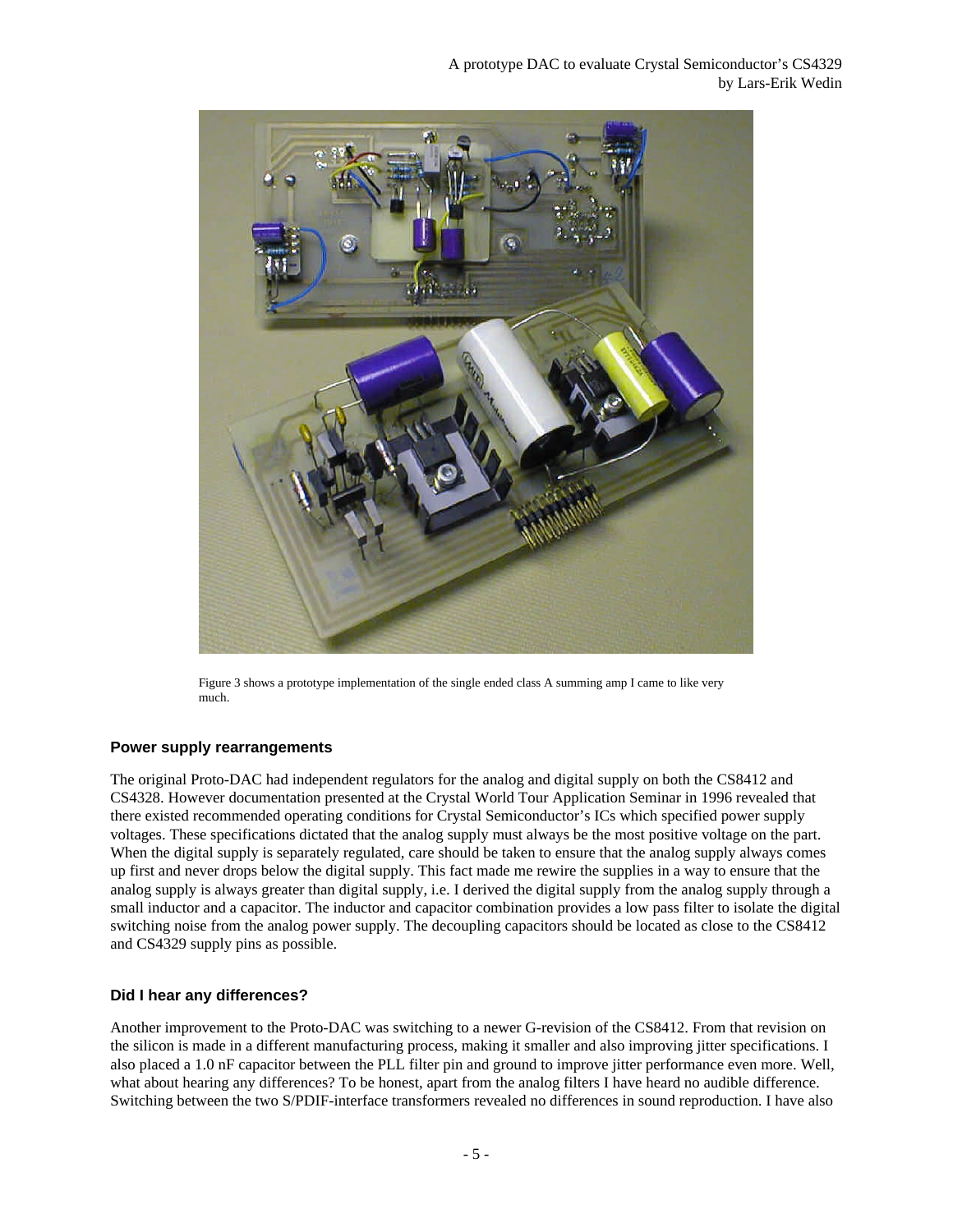Figure 3 shows a prototype implementation of the single ended class A summing amp I came to like very much.

## Power supply rearrangements

The original Proto-DAC had independent regulators for the analog and digital supply on both the CS8412 and CS4328. However documentation presented at the Crystal World Tour Application Seminar in 1996 revealed that there existed recommended operating conditions for Crystal Semiconductor's ICs which specified power supply voltages. These specifications dictated that the analog supply must always be the most positive voltage on the part. When the digital supply is separately regulated, care should be taken to ensure that the analog supply always comes up first and never drops below the digital supply. This fact made me rewire the supplies in a way to ensure that the analog supply is always greater than digital supply, i.e. I derived the digital supply from the analog supply through a small inductor and a capacitor. The inductor and capacitor combination provides a low pass filter to isolate the digital switching noise from the analog power supply. The decoupling capacitors should be located as close to the CS8412 and CS4329 supply pins as possible.

## Did I hear any differences?

Another improvement to the Proto-DAC was switching to a newer G-revision of the CS8412. From that revision on the silicon is made in a different manufacturing process, making it smaller and also improving jitter specifications. I also placed a 1.0 nF capacitor between the PLL filter pin and ground to improve jitter performance even more. Well, what about hearing any differences? To be honest, apart from the analog filters I have heard no audible difference. Switching between the two S/PDIF-interface transformers revealed no differences in sound reproduction. I have also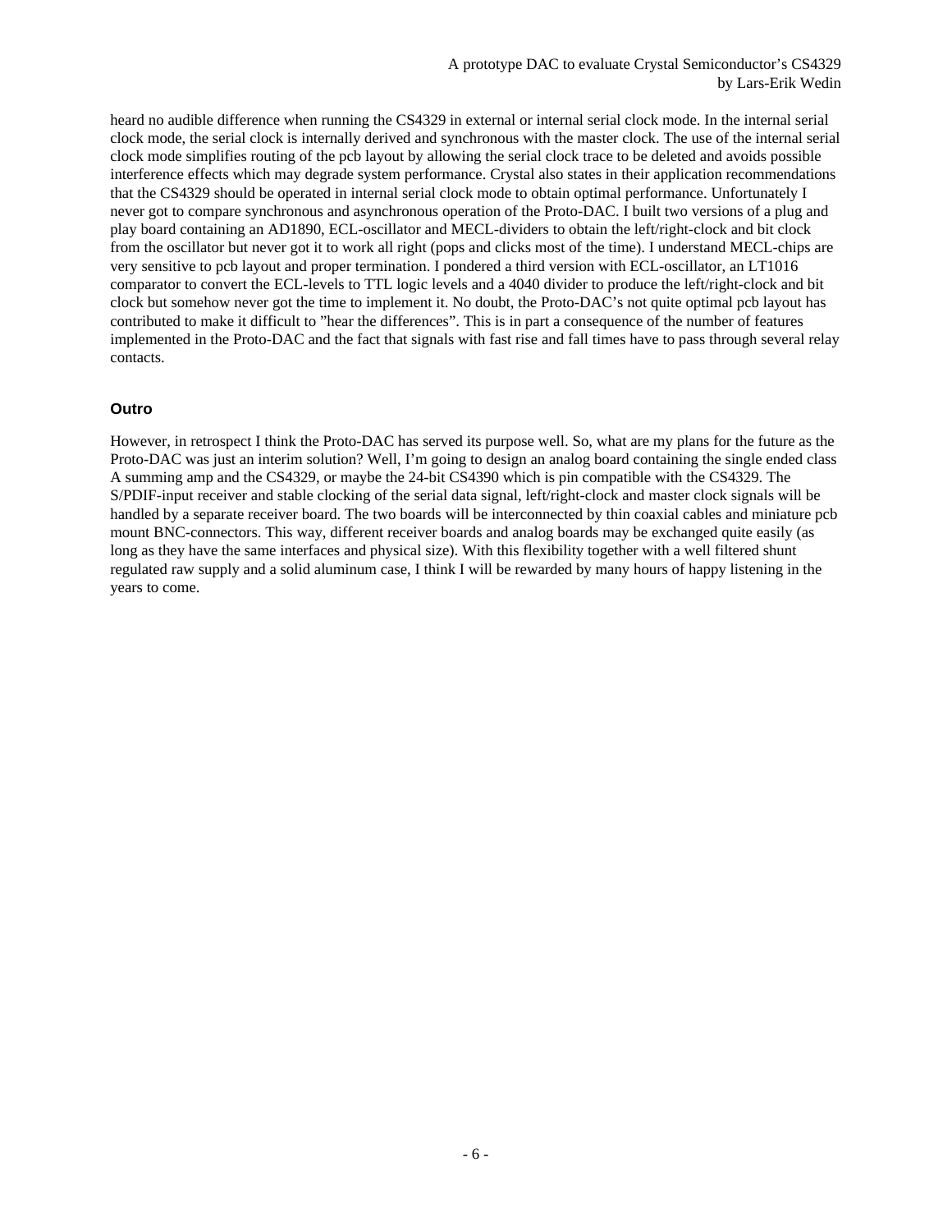heard no audible difference when running the CS4329 in external or internal serial clock mode. In the internal serial clock mode, the serial clock is internally derived and synchronous with the master clock. The use of the internal serial clock mode simplifies routing of the pcb layout by allowing the serial clock trace to be deleted and avoids possible interference effects which may degrade system performance. Crystal also states in their application recommendations that the CS4329 should be operated in internal serial clock mode to obtain optimal performance. Unfortunately I never got to compare synchronous and asynchronous operation of the Proto-DAC. I built two versions of a plug and play board containing an AD1890, ECL-oscillator and MECL-dividers to obtain the left/right-clock and bit clock from the oscillator but never got it to work all right (pops and clicks most of the time). I understand MECL-chips are very sensitive to pcb layout and proper termination. I pondered a third version with ECL-oscillator, an LT1016 comparator to convert the ECL-levels to TTL logic levels and a 4040 divider to produce the left/right-clock and bit clock but somehow never got the time to implement it. No doubt, the Proto-DAC's not quite optimal pcb layout has contributed to make it difficult to "hear the differences". This is in part a consequence of the number of features implemented in the Proto-DAC and the fact that signals with fast rise and fall times have to pass through several relay contacts.

### Outro

However, in retrospect I think the Proto-DAC has served its purpose well. So, what are my plans for the future as the Proto-DAC was just an interim solution? Well, I'm going to design an analog board containing the single ended class A summing amp and the CS4329, or maybe the 24-bit CS4390 which is pin compatible with the CS4329. The S/PDIF-input receiver and stable clocking of the serial data signal, left/right-clock and master clock signals will be handled by a separate receiver board. The two boards will be interconnected by thin coaxial cables and miniature pcb mount BNC-connectors. This way, different receiver boards and analog boards may be exchanged quite easily (as long as they have the same interfaces and physical size). With this flexibility together with a well filtered shunt regulated raw supply and a solid aluminum case, I think I will be rewarded by many hours of happy listening in the years to come.